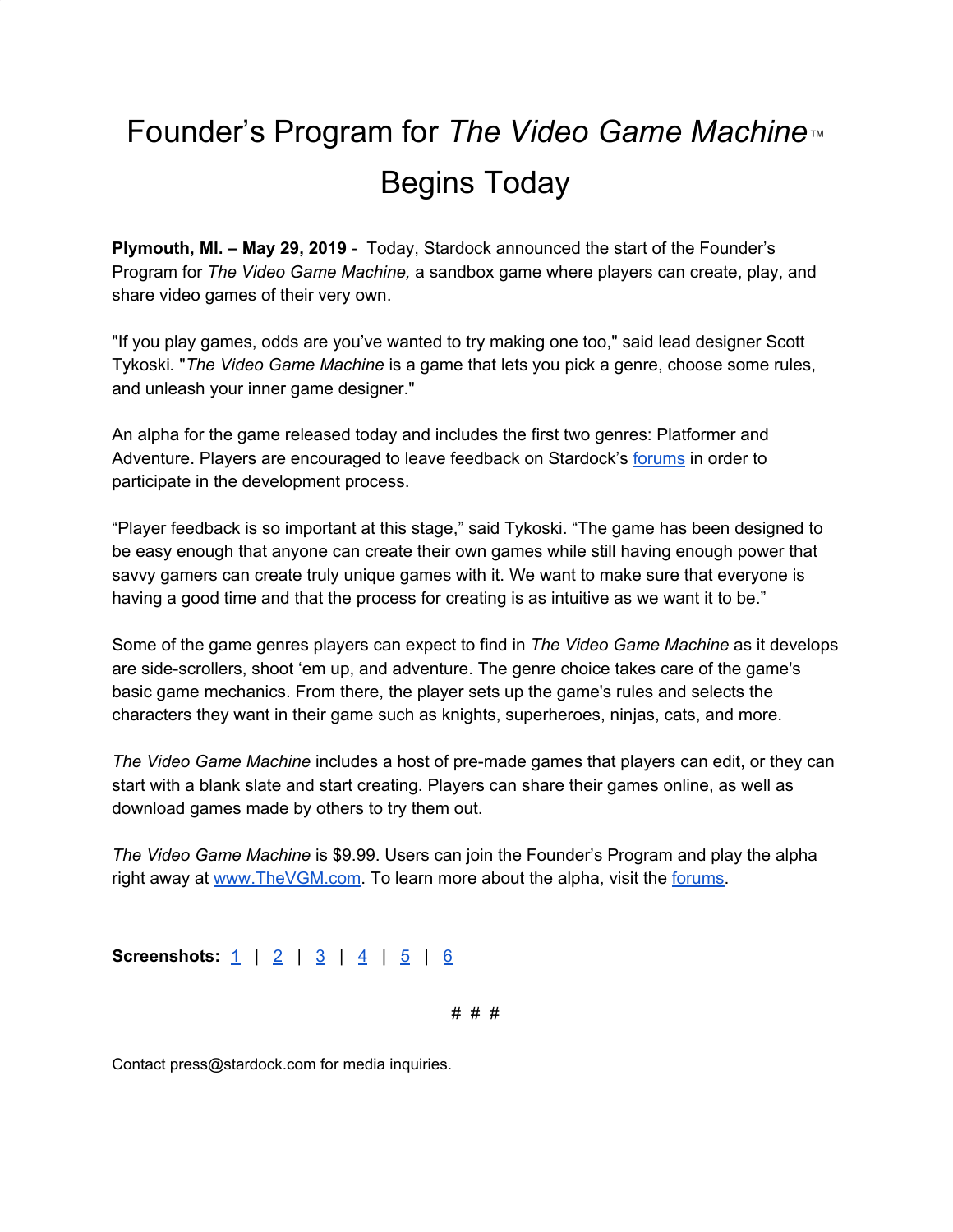# Founder's Program for *The Video Game Machine*™ Begins Today

**Plymouth, MI. – May 29, 2019** - Today, Stardock announced the start of the Founder's Program for *The Video Game Machine,* a sandbox game where players can create, play, and share video games of their very own.

"If you play games, odds are you've wanted to try making one too," said lead designer Scott Tykoski. "*The Video Game Machine* is a game that lets you pick a genre, choose some rules, and unleash your inner game designer."

An alpha for the game released today and includes the first two genres: Platformer and Adventure. Players are encouraged to leave feedback on Stardock's forums in order to participate in the development process.

"Player feedback is so important at this stage," said Tykoski. "The game has been designed to be easy enough that anyone can create their own games while still having enough power that savvy gamers can create truly unique games with it. We want to make sure that everyone is having a good time and that the process for creating is as intuitive as we want it to be."

Some of the game genres players can expect to find in *The Video Game Machine* as it develops are side-scrollers, shoot 'em up, and adventure. The genre choice takes care of the game's basic game mechanics. From there, the player sets up the game's rules and selects the characters they want in their game such as knights, superheroes, ninjas, cats, and more.

*The Video Game Machine* includes a host of pre-made games that players can edit, or they can start with a blank slate and start creating. Players can share their games online, as well as download games made by others to try them out.

*The Video Game Machine* is $9.99. Users can join the Founder's Program and play the alpha right away at www.TheVGM.com. To learn more about the alpha, visit the forums.

**Screenshots:** 1 | 2 | 3 | 4 | 5 | 6

# # #

Contact press@stardock.com for media inquiries.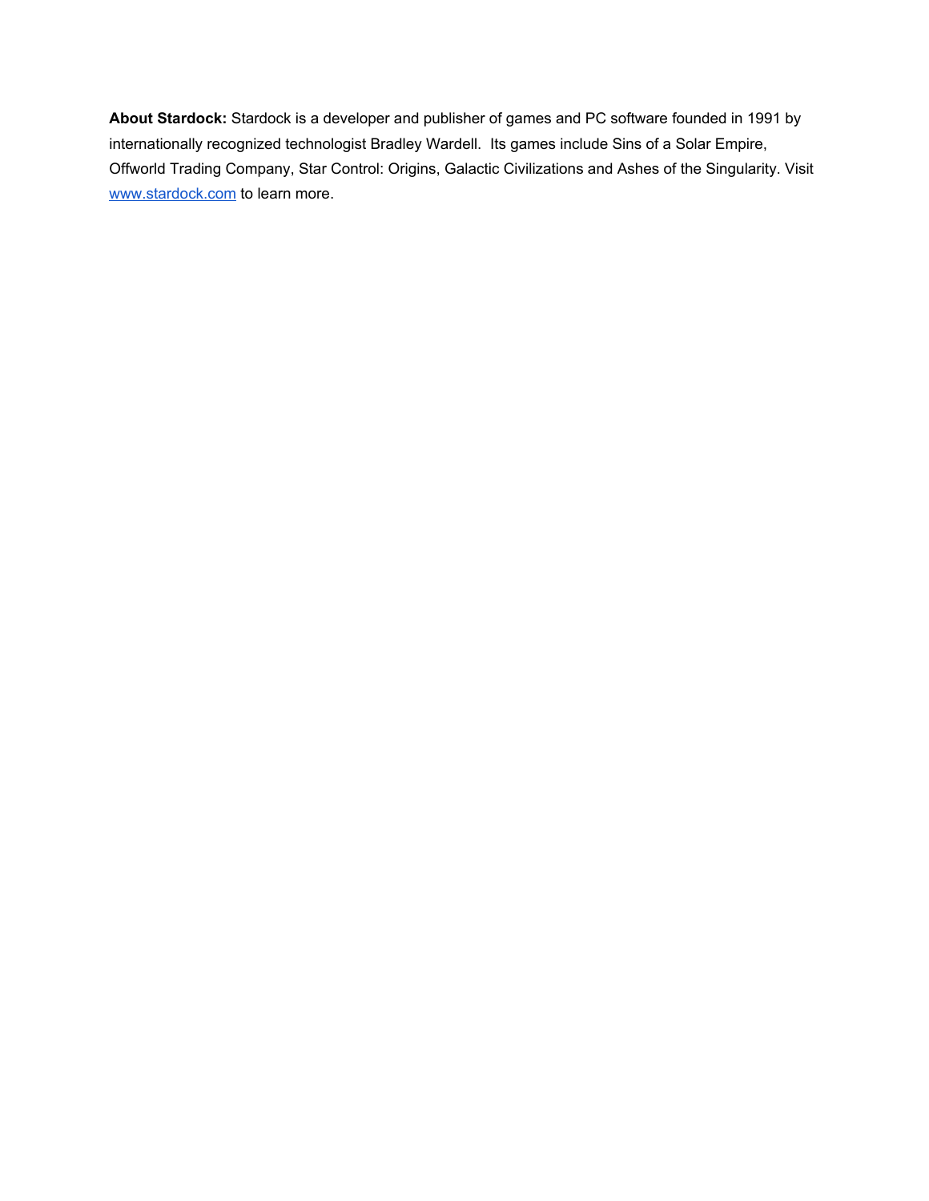**About Stardock:** Stardock is a developer and publisher of games and PC software founded in 1991 by internationally recognized technologist Bradley Wardell. Its games include Sins of a Solar Empire, Offworld Trading Company, Star Control: Origins, Galactic Civilizations and Ashes of the Singularity. Visit [www.stardock.com](http://www.stardock.com) to learn more.